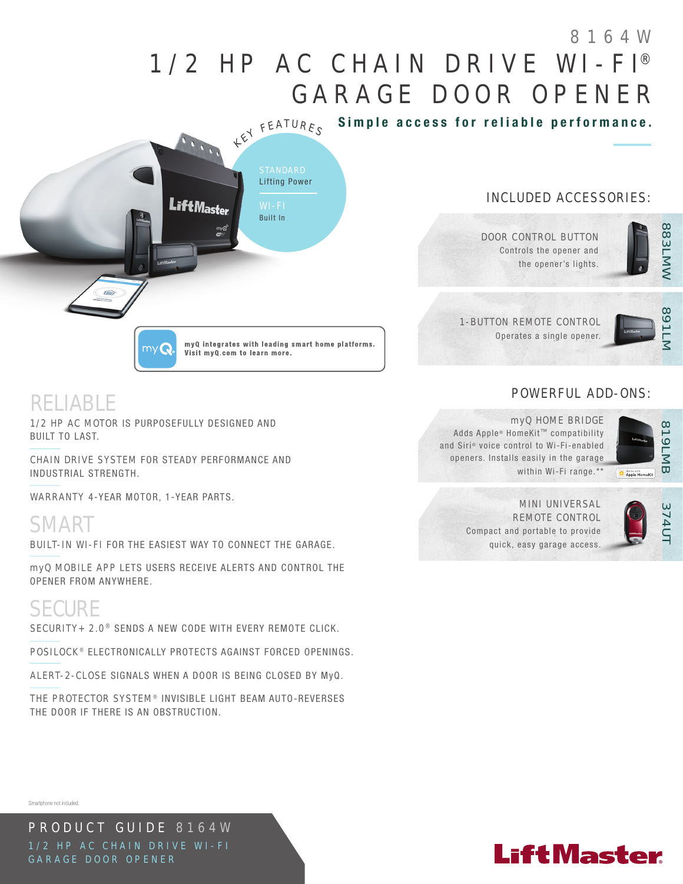# 8164W

# 1/2 HP AC CHAIN DRIVE WI-FI® GARAGE DOOR OPENER

**Simple access for reliable performance.**

KEY FEATURES

STANDARD
Lifting Power

WI-FI
Built In

myQ integrates with leading smart home platforms. Visit myQ.com to learn more.

## INCLUDED ACCESSORIES:

**883LMW** — DOOR CONTROL BUTTON
Controls the opener and the opener's lights.

**891LM** — 1-BUTTON REMOTE CONTROL
Operates a single opener.

## POWERFUL ADD-ONS:

**819LMB** — myQ HOME BRIDGE
Adds Apple® HomeKit™ compatibility and Siri® voice control to Wi-Fi-enabled openers. Installs easily in the garage within Wi-Fi range.**

**374UT** — MINI UNIVERSAL REMOTE CONTROL
Compact and portable to provide quick, easy garage access.

## RELIABLE

1/2 HP AC MOTOR IS PURPOSEFULLY DESIGNED AND BUILT TO LAST.

CHAIN DRIVE SYSTEM FOR STEADY PERFORMANCE AND INDUSTRIAL STRENGTH.

WARRANTY 4-YEAR MOTOR, 1-YEAR PARTS.

## SMART

BUILT-IN WI-FI FOR THE EASIEST WAY TO CONNECT THE GARAGE.

myQ MOBILE APP LETS USERS RECEIVE ALERTS AND CONTROL THE OPENER FROM ANYWHERE.

## SECURE

SECURITY+ 2.0® SENDS A NEW CODE WITH EVERY REMOTE CLICK.

POSILOCK® ELECTRONICALLY PROTECTS AGAINST FORCED OPENINGS.

ALERT-2-CLOSE SIGNALS WHEN A DOOR IS BEING CLOSED BY MyQ.

THE PROTECTOR SYSTEM® INVISIBLE LIGHT BEAM AUTO-REVERSES THE DOOR IF THERE IS AN OBSTRUCTION.

Smartphone not included.

PRODUCT GUIDE 8164W
1/2 HP AC CHAIN DRIVE WI-FI GARAGE DOOR OPENER

LiftMaster®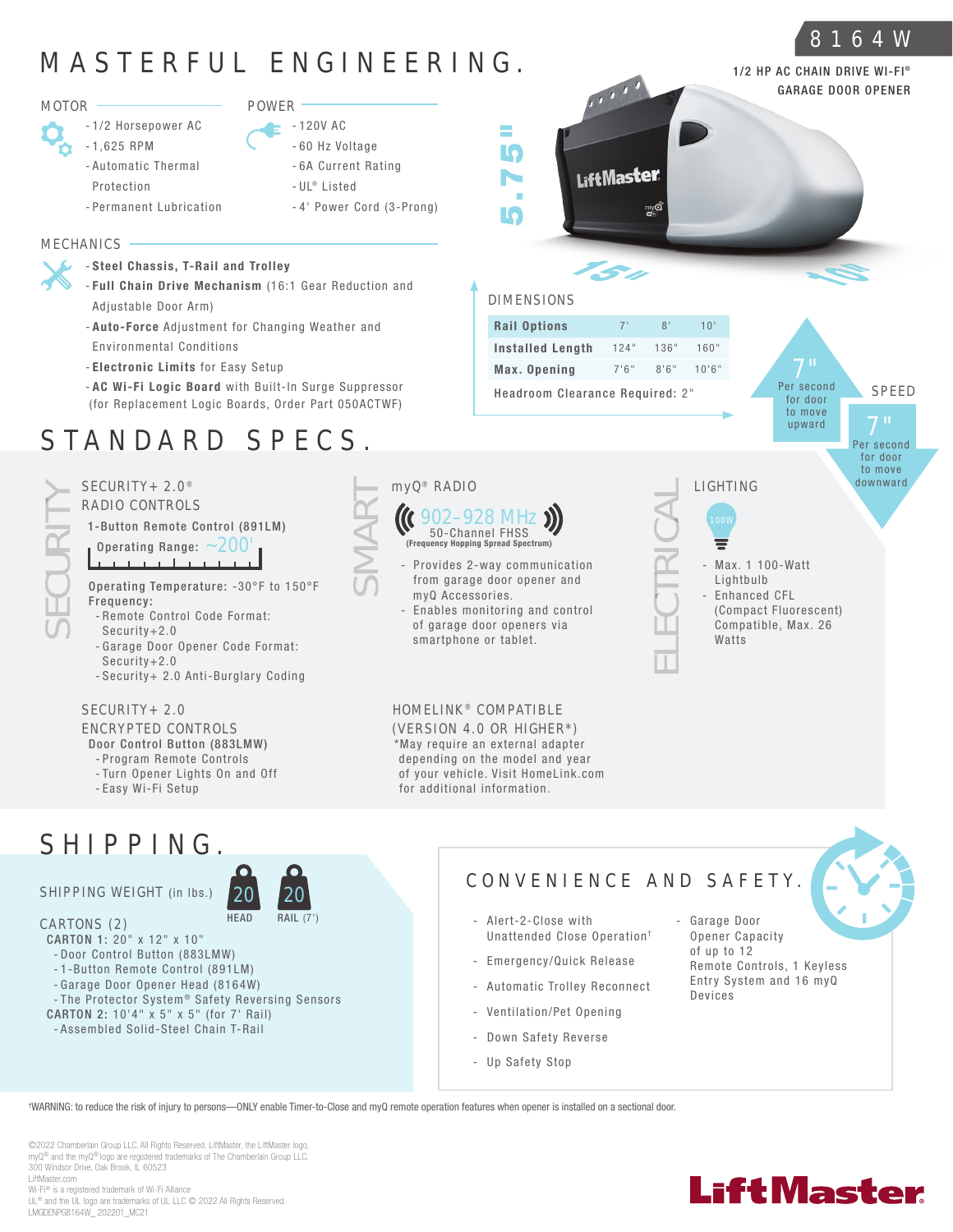# MASTERFUL ENGINEERING.

**8164W**

1/2 HP AC CHAIN DRIVE WI-FI® GARAGE DOOR OPENER

### MOTOR

- 1/2 Horsepower AC
- 1,625 RPM
- Automatic Thermal Protection
- Permanent Lubrication

### POWER

- 120V AC
- 60 Hz Voltage
- 6A Current Rating
- UL® Listed
- 4' Power Cord (3-Prong)

### MECHANICS

- **Steel Chassis, T-Rail and Trolley**
- **Full Chain Drive Mechanism** (16:1 Gear Reduction and Adjustable Door Arm)
- **Auto-Force** Adjustment for Changing Weather and Environmental Conditions
- **Electronic Limits** for Easy Setup
- **AC Wi-Fi Logic Board** with Built-In Surge Suppressor (for Replacement Logic Boards, Order Part 050ACTWF)

5.75"

15"

10"

### DIMENSIONS

| **Rail Options** | 7' | 8' | 10' |
|---|---|---|---|
| **Installed Length** | 124" | 136" | 160" |
| **Max. Opening** | 7'6" | 8'6" | 10'6" |

Headroom Clearance Required: 2"

### SPEED

7" Per second for door to move upward

7" Per second for door to move downward

# STANDARD SPECS.

## SECURITY

### SECURITY+ 2.0® RADIO CONTROLS

**1-Button Remote Control (891LM)**

Operating Range: ~200'

**Operating Temperature:** -30°F to 150°F

**Frequency:**

- Remote Control Code Format: Security+2.0
- Garage Door Opener Code Format: Security+2.0
- Security+ 2.0 Anti-Burglary Coding

### SECURITY+ 2.0 ENCRYPTED CONTROLS

**Door Control Button (883LMW)**

- Program Remote Controls
- Turn Opener Lights On and Off
- Easy Wi-Fi Setup

## SMART

### myQ® RADIO

902-928 MHz

50-Channel FHSS

(Frequency Hopping Spread Spectrum)

- Provides 2-way communication from garage door opener and myQ Accessories.
- Enables monitoring and control of garage door openers via smartphone or tablet.

### HOMELINK® COMPATIBLE (VERSION 4.0 OR HIGHER*)

*May require an external adapter depending on the model and year of your vehicle. Visit HomeLink.com for additional information.

## ELECTRICAL

### LIGHTING

100W

- Max. 1 100-Watt Lightbulb
- Enhanced CFL (Compact Fluorescent) Compatible, Max. 26 Watts

# SHIPPING.

SHIPPING WEIGHT (in lbs.)

20 HEAD

20 RAIL (7')

CARTONS (2)

**CARTON 1:** 20" x 12" x 10"

- Door Control Button (883LMW)
- 1-Button Remote Control (891LM)
- Garage Door Opener Head (8164W)
- The Protector System® Safety Reversing Sensors

**CARTON 2:** 10'4" x 5" x 5" (for 7' Rail)

- Assembled Solid-Steel Chain T-Rail

# CONVENIENCE AND SAFETY.

- Alert-2-Close with Unattended Close Operation†
- Emergency/Quick Release
- Automatic Trolley Reconnect
- Ventilation/Pet Opening
- Down Safety Reverse
- Up Safety Stop
- Garage Door Opener Capacity of up to 12 Remote Controls, 1 Keyless Entry System and 16 myQ Devices

†WARNING: to reduce the risk of injury to persons—ONLY enable Timer-to-Close and myQ remote operation features when opener is installed on a sectional door.

©2022 Chamberlain Group LLC. All Rights Reserved. LiftMaster, the LiftMaster logo, myQ® and the myQ® logo are registered trademarks of The Chamberlain Group LLC.
300 Windsor Drive, Oak Brook, IL 60523
LiftMaster.com
Wi-Fi® is a registered trademark of Wi-Fi Alliance
UL® and the UL logo are trademarks of UL LLC © 2022 All Rights Reserved.
LMGDENPG8164W_ 202201_MC21

LiftMaster